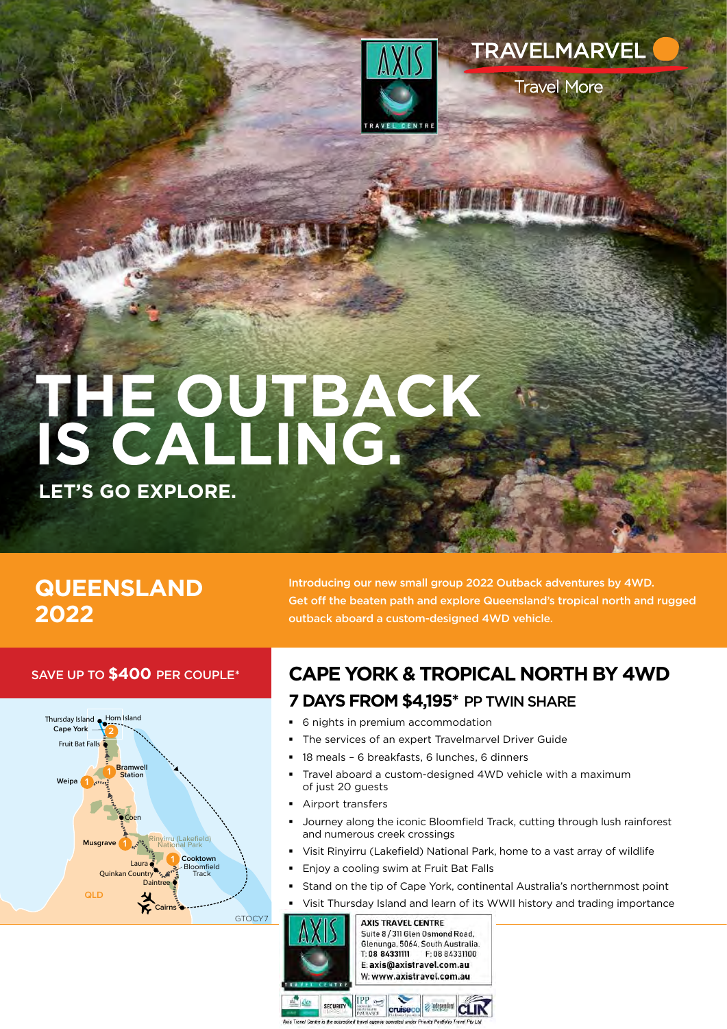TRAVELMARVEL

Travel More

AXIS TRAVEL CENTRE

# THE OUTBACK IS CALLING.

## LET'S GO EXPLORE.

## QUEENSLAND 2022

**Introducing our new small group 2022 Outback adventures by 4WD. Get off the beaten path and explore Queensland's tropical north and rugged outback aboard a custom-designed 4WD vehicle.**

**SAVE UP TO $400 PER COUPLE***

Thursday Island, Horn Island, Cape York, Fruit Bat Falls, Bramwell Station, Weipa, Coen, Musgrave, Rinyirru (Lakefield) National Park, Cooktown, Bloomfield Track, Laura, Quinkan Country, Daintree, Cairns, QLD

GTOCY7

## CAPE YORK & TROPICAL NORTH BY 4WD

### 7 DAYS FROM $4,195* PP TWIN SHARE

- 6 nights in premium accommodation
- The services of an expert Travelmarvel Driver Guide
- 18 meals – 6 breakfasts, 6 lunches, 6 dinners
- Travel aboard a custom-designed 4WD vehicle with a maximum of just 20 guests
- Airport transfers
- Journey along the iconic Bloomfield Track, cutting through lush rainforest and numerous creek crossings
- Visit Rinyirru (Lakefield) National Park, home to a vast array of wildlife
- Enjoy a cooling swim at Fruit Bat Falls
- Stand on the tip of Cape York, continental Australia's northernmost point
- Visit Thursday Island and learn of its WWII history and trading importance

**AXIS TRAVEL CENTRE**
Suite 8 / 311 Glen Osmond Road,
Glenunga, 5064, South Australia.
T: 08 84331111 F: 08 84331100
E: axis@axistravel.com.au
W: www.axistravel.com.au

*Axis Travel Centre is the accredited travel agency operated under Priority Portfolio Travel Pty Ltd*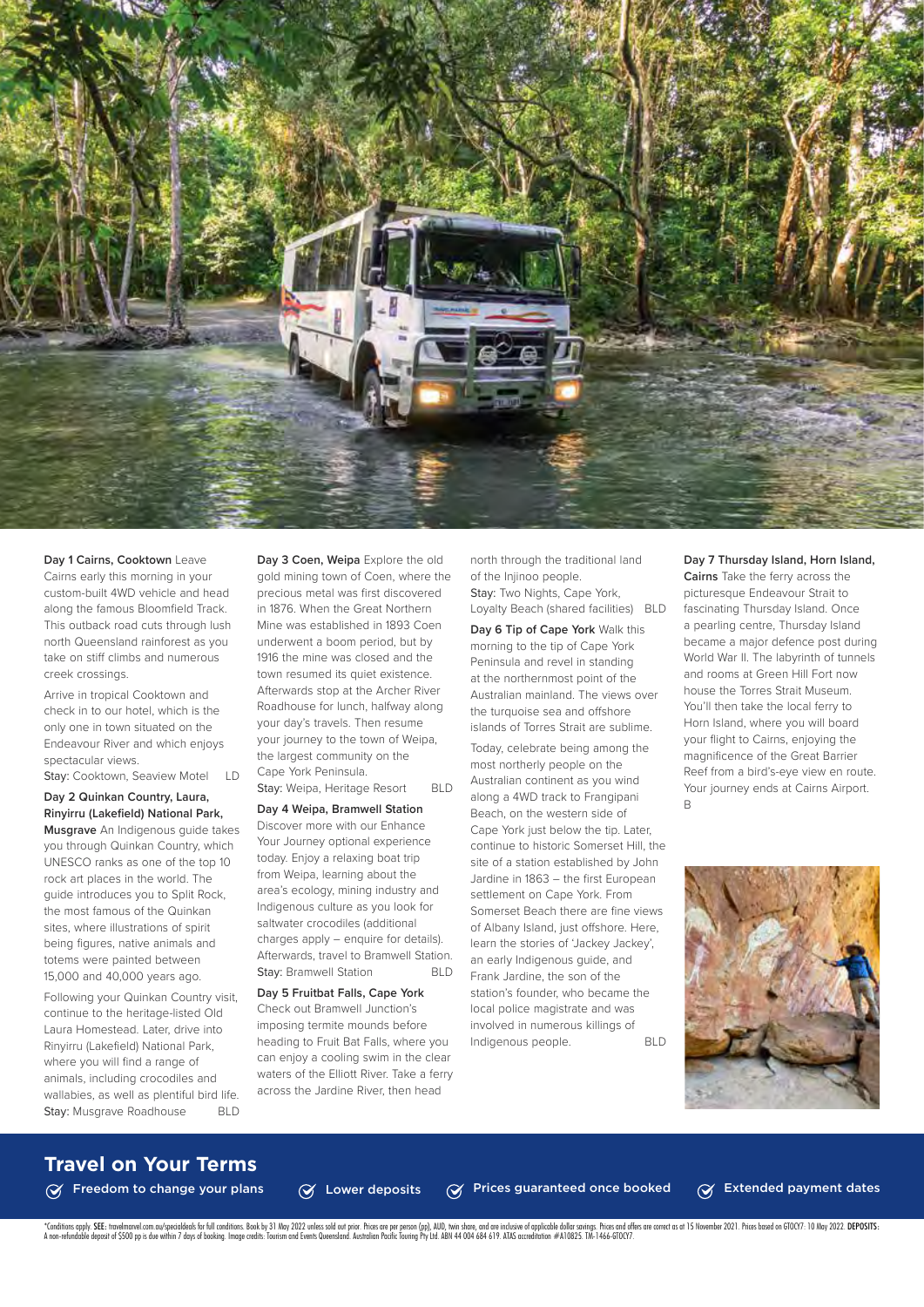**Day 1 Cairns, Cooktown** Leave Cairns early this morning in your custom-built 4WD vehicle and head along the famous Bloomfield Track. This outback road cuts through lush north Queensland rainforest as you take on stiff climbs and numerous creek crossings.

Arrive in tropical Cooktown and check in to our hotel, which is the only one in town situated on the Endeavour River and which enjoys spectacular views.
Stay: Cooktown, Seaview Motel LD

**Day 2 Quinkan Country, Laura, Rinyirru (Lakefield) National Park, Musgrave** An Indigenous guide takes you through Quinkan Country, which UNESCO ranks as one of the top 10 rock art places in the world. The guide introduces you to Split Rock, the most famous of the Quinkan sites, where illustrations of spirit being figures, native animals and totems were painted between 15,000 and 40,000 years ago.

Following your Quinkan Country visit, continue to the heritage-listed Old Laura Homestead. Later, drive into Rinyirru (Lakefield) National Park, where you will find a range of animals, including crocodiles and wallabies, as well as plentiful bird life.
Stay: Musgrave Roadhouse BLD

**Day 3 Coen, Weipa** Explore the old gold mining town of Coen, where the precious metal was first discovered in 1876. When the Great Northern Mine was established in 1893 Coen underwent a boom period, but by 1916 the mine was closed and the town resumed its quiet existence. Afterwards stop at the Archer River Roadhouse for lunch, halfway along your day's travels. Then resume your journey to the town of Weipa, the largest community on the Cape York Peninsula.
Stay: Weipa, Heritage Resort BLD

**Day 4 Weipa, Bramwell Station** Discover more with our Enhance Your Journey optional experience today. Enjoy a relaxing boat trip from Weipa, learning about the area's ecology, mining industry and Indigenous culture as you look for saltwater crocodiles (additional charges apply – enquire for details). Afterwards, travel to Bramwell Station.
Stay: Bramwell Station BLD

**Day 5 Fruitbat Falls, Cape York** Check out Bramwell Junction's imposing termite mounds before heading to Fruit Bat Falls, where you can enjoy a cooling swim in the clear waters of the Elliott River. Take a ferry across the Jardine River, then head north through the traditional land of the Injinoo people.
Stay: Two Nights, Cape York, Loyalty Beach (shared facilities) BLD

**Day 6 Tip of Cape York** Walk this morning to the tip of Cape York Peninsula and revel in standing at the northernmost point of the Australian mainland. The views over the turquoise sea and offshore the islands of Torres Strait are sublime.

Today, celebrate being among the most northerly people on the Australian continent as you wind along a 4WD track to Frangipani Beach, on the western side of Cape York just below the tip. Later, continue to historic Somerset Hill, the site of a station established by John Jardine in 1863 – the first European settlement on Cape York. From Somerset Beach there are fine views of Albany Island, just offshore. Here, learn the stories of 'Jackey Jackey', an early Indigenous guide, and Frank Jardine, the son of the station's founder, who became the local police magistrate and was involved in numerous killings of Indigenous people. BLD

**Day 7 Thursday Island, Horn Island, Cairns** Take the ferry across the picturesque Endeavour Strait to fascinating Thursday Island. Once a pearling centre, Thursday Island became a major defence post during World War II. The labyrinth of tunnels and rooms at Green Hill Fort now house the Torres Strait Museum. You'll then take the local ferry to Horn Island, where you will board your flight to Cairns, enjoying the magnificence of the Great Barrier Reef from a bird's-eye view en route. Your journey ends at Cairns Airport.
B

## Travel on Your Terms

- Freedom to change your plans
- Lower deposits
- Prices guaranteed once booked
- Extended payment dates

*Conditions apply. SEE: travelmarvel.com.au/specialdeals for full conditions. Book by 31 May 2022 unless sold out prior. Prices are per person (pp), AUD, twin share, and are inclusive of applicable dollar savings. Prices and offers are correct as at 15 November 2021. Prices based on GTOCY7: 10 May 2022. **DEPOSITS:** A non-refundable deposit of $500 pp is due within 7 days of booking. Image credits: Tourism and Events Queensland. Australian Pacific Touring Pty Ltd. ABN 44 004 684 619. ATAS accreditation #A10825. TM-1466-GTOCY7.